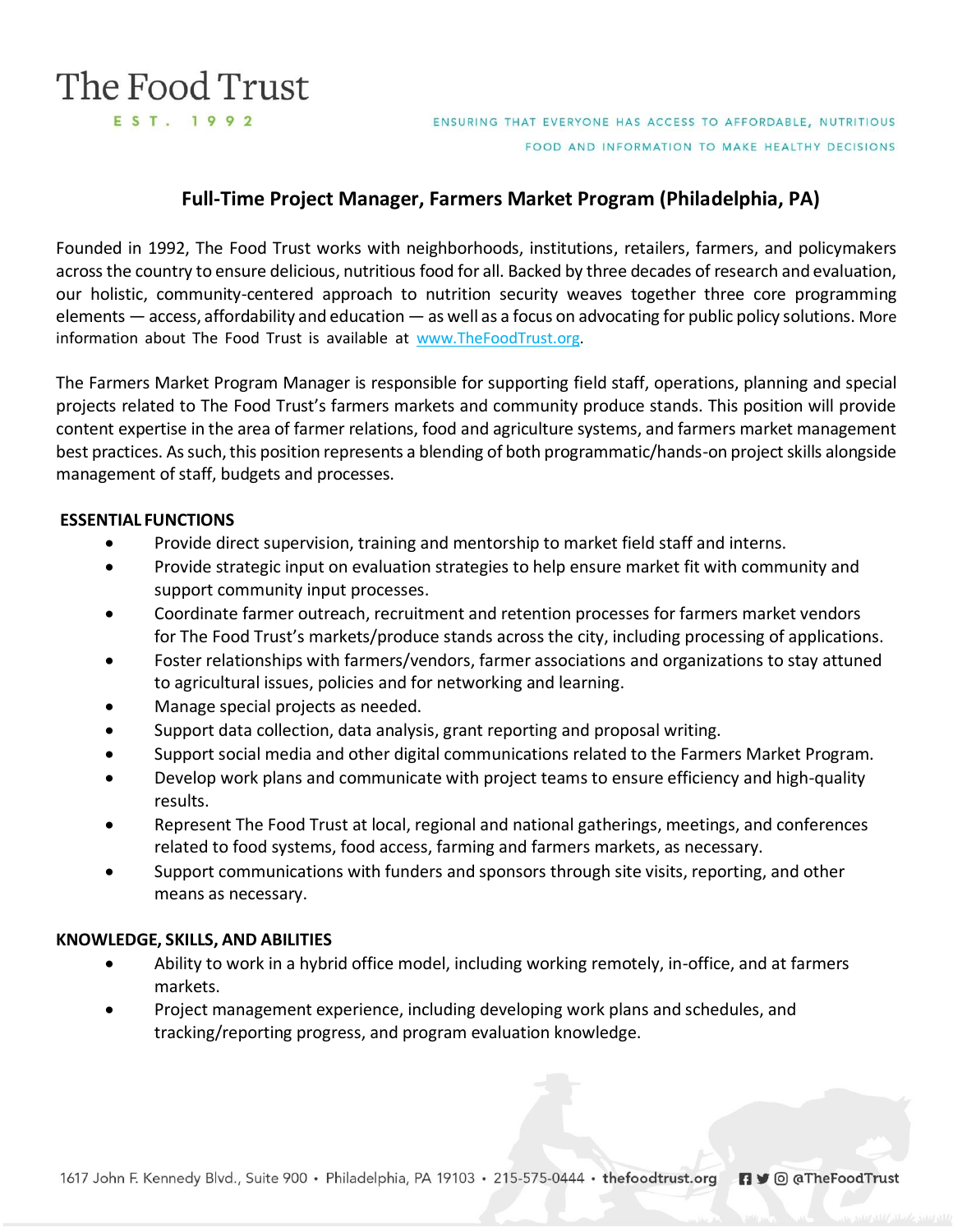The Food Trust

EST. 1992

ENSURING THAT EVERYONE HAS ACCESS TO AFFORDABLE, NUTRITIOUS FOOD AND INFORMATION TO MAKE HEALTHY DECISIONS

# Full-Time Project Manager, Farmers Market Program (Philadelphia, PA)

Founded in 1992, The Food Trust works with neighborhoods, institutions, retailers, farmers, and policymakers across the country to ensure delicious, nutritious food for all. Backed by three decades of research and evaluation, our holistic, community-centered approach to nutrition security weaves together three core programming elements — access, affordability and education — as well as a focus on advocating for public policy solutions. More information about The Food Trust is available at [www.TheFoodTrust.org](http://www.TheFoodTrust.org).

The Farmers Market Program Manager is responsible for supporting field staff, operations, planning and special projects related to The Food Trust's farmers markets and community produce stands. This position will provide content expertise in the area of farmer relations, food and agriculture systems, and farmers market management best practices. As such, this position represents a blending of both programmatic/hands-on project skills alongside management of staff, budgets and processes.

## ESSENTIAL FUNCTIONS

- Provide direct supervision, training and mentorship to market field staff and interns.
- Provide strategic input on evaluation strategies to help ensure market fit with community and support community input processes.
- Coordinate farmer outreach, recruitment and retention processes for farmers market vendors for The Food Trust's markets/produce stands across the city, including processing of applications.
- Foster relationships with farmers/vendors, farmer associations and organizations to stay attuned to agricultural issues, policies and for networking and learning.
- Manage special projects as needed.
- Support data collection, data analysis, grant reporting and proposal writing.
- Support social media and other digital communications related to the Farmers Market Program.
- Develop work plans and communicate with project teams to ensure efficiency and high-quality results.
- Represent The Food Trust at local, regional and national gatherings, meetings, and conferences related to food systems, food access, farming and farmers markets, as necessary.
- Support communications with funders and sponsors through site visits, reporting, and other means as necessary.

## KNOWLEDGE, SKILLS, AND ABILITIES

- Ability to work in a hybrid office model, including working remotely, in-office, and at farmers markets.
- Project management experience, including developing work plans and schedules, and tracking/reporting progress, and program evaluation knowledge.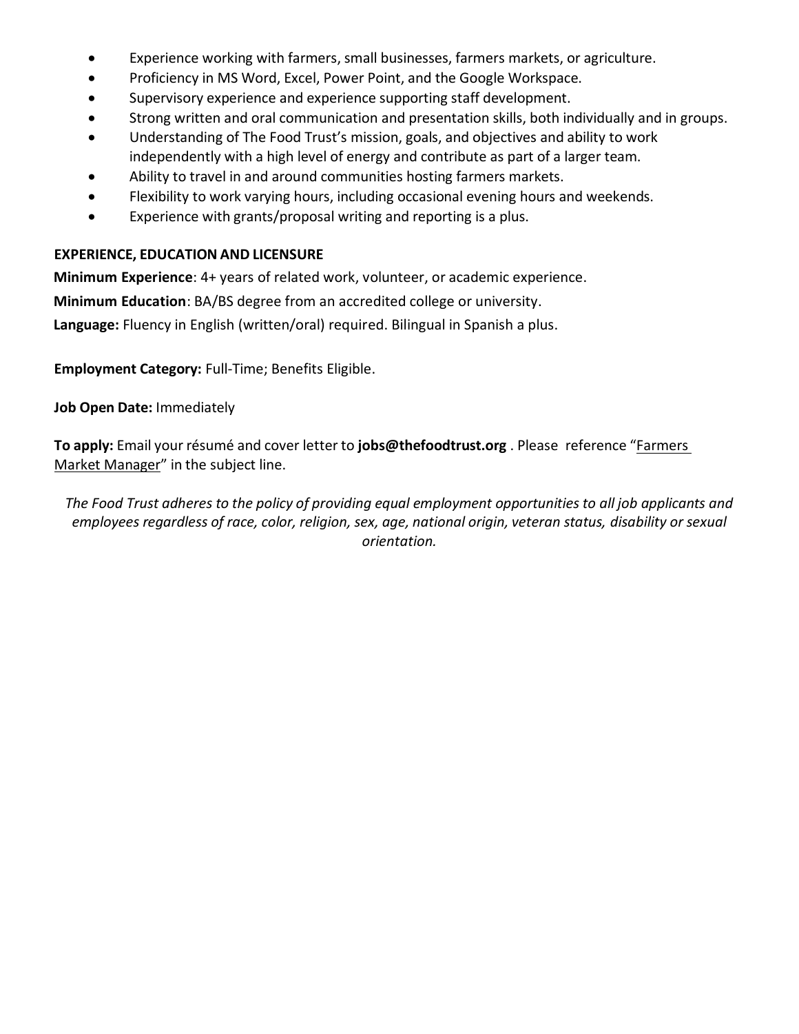- Experience working with farmers, small businesses, farmers markets, or agriculture.
- Proficiency in MS Word, Excel, Power Point, and the Google Workspace.
- Supervisory experience and experience supporting staff development.
- Strong written and oral communication and presentation skills, both individually and in groups.
- Understanding of The Food Trust's mission, goals, and objectives and ability to work independently with a high level of energy and contribute as part of a larger team.
- Ability to travel in and around communities hosting farmers markets.
- Flexibility to work varying hours, including occasional evening hours and weekends.
- Experience with grants/proposal writing and reporting is a plus.

**EXPERIENCE, EDUCATION AND LICENSURE**

**Minimum Experience**: 4+ years of related work, volunteer, or academic experience.

**Minimum Education**: BA/BS degree from an accredited college or university.

**Language:** Fluency in English (written/oral) required. Bilingual in Spanish a plus.

**Employment Category:** Full-Time; Benefits Eligible.

**Job Open Date:** Immediately

**To apply:** Email your résumé and cover letter to **jobs@thefoodtrust.org** . Please reference "Farmers Market Manager" in the subject line.

*The Food Trust adheres to the policy of providing equal employment opportunities to all job applicants and employees regardless of race, color, religion, sex, age, national origin, veteran status, disability or sexual orientation.*